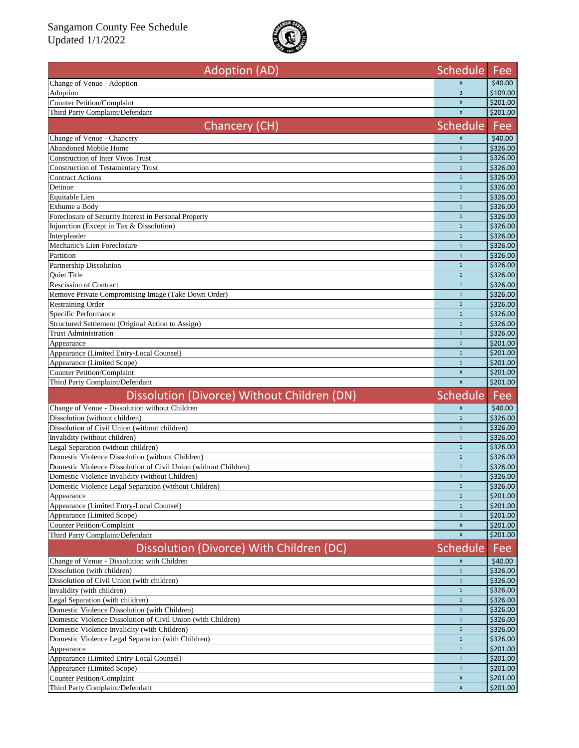Sangamon County Fee Schedule
Updated 1/1/2022

| Adoption (AD) | Schedule | Fee |
|---|---|---|
| Change of Venue - Adoption | X | $40.00 |
| Adoption | 3 | $109.00 |
| Counter Petition/Complaint | X | $201.00 |
| Third Party Complaint/Defendant | X | $201.00 |
| **Chancery (CH)** | **Schedule** | **Fee** |
| Change of Venue - Chancery | X | $40.00 |
| Abandoned Mobile Home | 1 | $326.00 |
| Construction of Inter Vivos Trust | 1 | $326.00 |
| Construction of Testamentary Trust | 1 | $326.00 |
| Contract Actions | 1 | $326.00 |
| Detinue | 1 | $326.00 |
| Equitable Lien | 1 | $326.00 |
| Exhume a Body | 1 | $326.00 |
| Foreclosure of Security Interest in Personal Property | 1 | $326.00 |
| Injunction (Except in Tax & Dissolution) | 1 | $326.00 |
| Interpleader | 1 | $326.00 |
| Mechanic's Lien Foreclosure | 1 | $326.00 |
| Partition | 1 | $326.00 |
| Partnership Dissolution | 1 | $326.00 |
| Quiet Title | 1 | $326.00 |
| Rescission of Contract | 1 | $326.00 |
| Remove Private Compromising Image (Take Down Order) | 1 | $326.00 |
| Restraining Order | 1 | $326.00 |
| Specific Performance | 1 | $326.00 |
| Structured Settlement (Original Action to Assign) | 1 | $326.00 |
| Trust Administration | 1 | $326.00 |
| Appearance | 1 | $201.00 |
| Appearance (Limited Entry-Local Counsel) | 1 | $201.00 |
| Appearance (Limited Scope) | 1 | $201.00 |
| Counter Petition/Complaint | X | $201.00 |
| Third Party Complaint/Defendant | X | $201.00 |
| **Dissolution (Divorce) Without Children (DN)** | **Schedule** | **Fee** |
| Change of Venue - Dissolution without Children | X | $40.00 |
| Dissolution (without children) | 1 | $326.00 |
| Dissolution of Civil Union (without children) | 1 | $326.00 |
| Invalidity (without children) | 1 | $326.00 |
| Legal Separation (without children) | 1 | $326.00 |
| Domestic Violence Dissolution (without Children) | 1 | $326.00 |
| Domestic Violence Dissolution of Civil Union (without Children) | 1 | $326.00 |
| Domestic Violence Invalidity (without Children) | 1 | $326.00 |
| Domestic Violence Legal Separation (without Children) | 1 | $326.00 |
| Appearance | 1 | $201.00 |
| Appearance (Limited Entry-Local Counsel) | 1 | $201.00 |
| Appearance (Limited Scope) | 1 | $201.00 |
| Counter Petition/Complaint | X | $201.00 |
| Third Party Complaint/Defendant | X | $201.00 |
| **Dissolution (Divorce) With Children (DC)** | **Schedule** | **Fee** |
| Change of Venue - Dissolution with Children | X | $40.00 |
| Dissolution (with children) | 1 | $326.00 |
| Dissolution of Civil Union (with children) | 1 | $326.00 |
| Invalidity (with children) | 1 | $326.00 |
| Legal Separation (with children) | 1 | $326.00 |
| Domestic Violence Dissolution (with Children) | 1 | $326.00 |
| Domestic Violence Dissolution of Civil Union (with Children) | 1 | $326.00 |
| Domestic Violence Invalidity (with Children) | 1 | $326.00 |
| Domestic Violence Legal Separation (with Children) | 1 | $326.00 |
| Appearance | 1 | $201.00 |
| Appearance (Limited Entry-Local Counsel) | 1 | $201.00 |
| Appearance (Limited Scope) | 1 | $201.00 |
| Counter Petition/Complaint | X | $201.00 |
| Third Party Complaint/Defendant | X | $201.00 |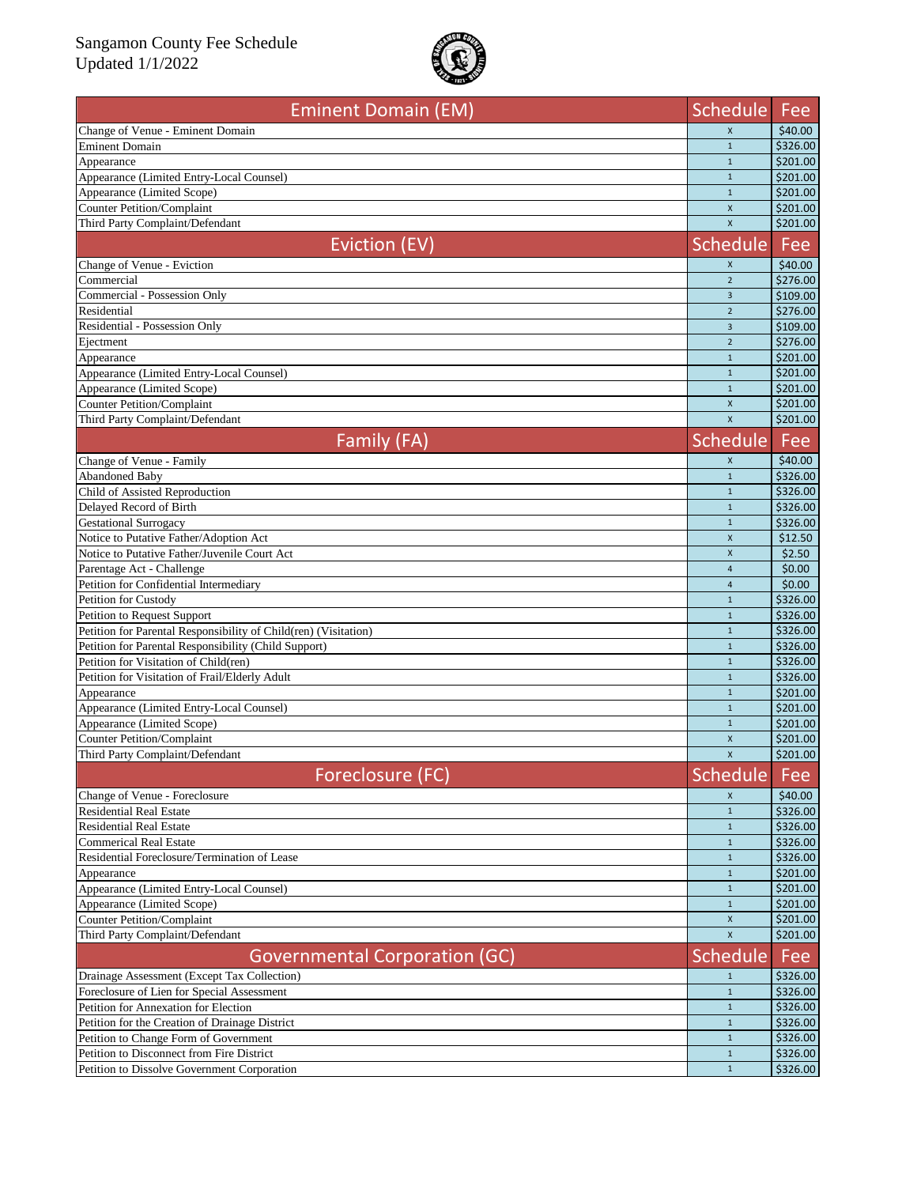Sangamon County Fee Schedule
Updated 1/1/2022

| Eminent Domain (EM) | Schedule | Fee |
|---|---|---|
| Change of Venue - Eminent Domain | X | $40.00 |
| Eminent Domain | 1 | $326.00 |
| Appearance | 1 | $201.00 |
| Appearance (Limited Entry-Local Counsel) | 1 | $201.00 |
| Appearance (Limited Scope) | 1 | $201.00 |
| Counter Petition/Complaint | X | $201.00 |
| Third Party Complaint/Defendant | X | $201.00 |

| Eviction (EV) | Schedule | Fee |
|---|---|---|
| Change of Venue - Eviction | X | $40.00 |
| Commercial | 2 | $276.00 |
| Commercial - Possession Only | 3 | $109.00 |
| Residential | 2 | $276.00 |
| Residential - Possession Only | 3 | $109.00 |
| Ejectment | 2 | $276.00 |
| Appearance | 1 | $201.00 |
| Appearance (Limited Entry-Local Counsel) | 1 | $201.00 |
| Appearance (Limited Scope) | 1 | $201.00 |
| Counter Petition/Complaint | X | $201.00 |
| Third Party Complaint/Defendant | X | $201.00 |

| Family (FA) | Schedule | Fee |
|---|---|---|
| Change of Venue - Family | X | $40.00 |
| Abandoned Baby | 1 | $326.00 |
| Child of Assisted Reproduction | 1 | $326.00 |
| Delayed Record of Birth | 1 | $326.00 |
| Gestational Surrogacy | 1 | $326.00 |
| Notice to Putative Father/Adoption Act | X | $12.50 |
| Notice to Putative Father/Juvenile Court Act | X | $2.50 |
| Parentage Act - Challenge | 4 | $0.00 |
| Petition for Confidential Intermediary | 4 | $0.00 |
| Petition for Custody | 1 | $326.00 |
| Petition to Request Support | 1 | $326.00 |
| Petition for Parental Responsibility of Child(ren) (Visitation) | 1 | $326.00 |
| Petition for Parental Responsibility (Child Support) | 1 | $326.00 |
| Petition for Visitation of Child(ren) | 1 | $326.00 |
| Petition for Visitation of Frail/Elderly Adult | 1 | $326.00 |
| Appearance | 1 | $201.00 |
| Appearance (Limited Entry-Local Counsel) | 1 | $201.00 |
| Appearance (Limited Scope) | 1 | $201.00 |
| Counter Petition/Complaint | X | $201.00 |
| Third Party Complaint/Defendant | X | $201.00 |

| Foreclosure (FC) | Schedule | Fee |
|---|---|---|
| Change of Venue - Foreclosure | X | $40.00 |
| Residential Real Estate | 1 | $326.00 |
| Residential Real Estate | 1 | $326.00 |
| Commerical Real Estate | 1 | $326.00 |
| Residential Foreclosure/Termination of Lease | 1 | $326.00 |
| Appearance | 1 | $201.00 |
| Appearance (Limited Entry-Local Counsel) | 1 | $201.00 |
| Appearance (Limited Scope) | 1 | $201.00 |
| Counter Petition/Complaint | X | $201.00 |
| Third Party Complaint/Defendant | X | $201.00 |

| Governmental Corporation (GC) | Schedule | Fee |
|---|---|---|
| Drainage Assessment (Except Tax Collection) | 1 | $326.00 |
| Foreclosure of Lien for Special Assessment | 1 | $326.00 |
| Petition for Annexation for Election | 1 | $326.00 |
| Petition for the Creation of Drainage District | 1 | $326.00 |
| Petition to Change Form of Government | 1 | $326.00 |
| Petition to Disconnect from Fire District | 1 | $326.00 |
| Petition to Dissolve Government Corporation | 1 | $326.00 |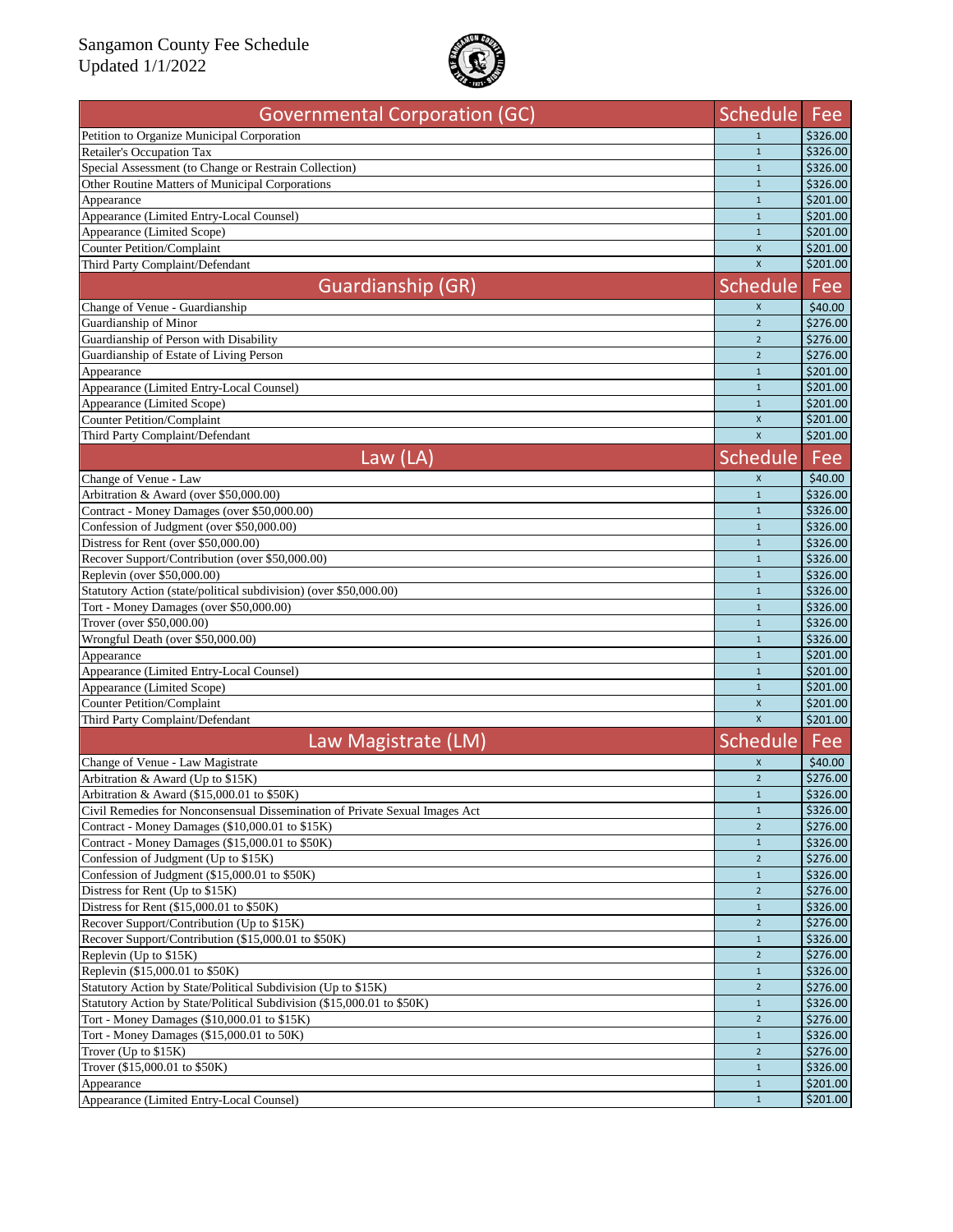Sangamon County Fee Schedule
Updated 1/1/2022

| Governmental Corporation (GC) | Schedule | Fee |
|---|---|---|
| Petition to Organize Municipal Corporation | 1 | $326.00 |
| Retailer's Occupation Tax | 1 | $326.00 |
| Special Assessment (to Change or Restrain Collection) | 1 | $326.00 |
| Other Routine Matters of Municipal Corporations | 1 | $326.00 |
| Appearance | 1 | $201.00 |
| Appearance (Limited Entry-Local Counsel) | 1 | $201.00 |
| Appearance (Limited Scope) | 1 | $201.00 |
| Counter Petition/Complaint | X | $201.00 |
| Third Party Complaint/Defendant | X | $201.00 |

| Guardianship (GR) | Schedule | Fee |
|---|---|---|
| Change of Venue - Guardianship | X | $40.00 |
| Guardianship of Minor | 2 | $276.00 |
| Guardianship of Person with Disability | 2 | $276.00 |
| Guardianship of Estate of Living Person | 2 | $276.00 |
| Appearance | 1 | $201.00 |
| Appearance (Limited Entry-Local Counsel) | 1 | $201.00 |
| Appearance (Limited Scope) | 1 | $201.00 |
| Counter Petition/Complaint | X | $201.00 |
| Third Party Complaint/Defendant | X | $201.00 |

| Law (LA) | Schedule | Fee |
|---|---|---|
| Change of Venue - Law | X | $40.00 |
| Arbitration & Award (over $50,000.00) | 1 | $326.00 |
| Contract - Money Damages (over $50,000.00) | 1 | $326.00 |
| Confession of Judgment (over $50,000.00) | 1 | $326.00 |
| Distress for Rent (over $50,000.00) | 1 | $326.00 |
| Recover Support/Contribution (over $50,000.00) | 1 | $326.00 |
| Replevin (over $50,000.00) | 1 | $326.00 |
| Statutory Action (state/political subdivision) (over $50,000.00) | 1 | $326.00 |
| Tort - Money Damages (over $50,000.00) | 1 | $326.00 |
| Trover (over $50,000.00) | 1 | $326.00 |
| Wrongful Death (over $50,000.00) | 1 | $326.00 |
| Appearance | 1 | $201.00 |
| Appearance (Limited Entry-Local Counsel) | 1 | $201.00 |
| Appearance (Limited Scope) | 1 | $201.00 |
| Counter Petition/Complaint | X | $201.00 |
| Third Party Complaint/Defendant | X | $201.00 |

| Law Magistrate (LM) | Schedule | Fee |
|---|---|---|
| Change of Venue - Law Magistrate | X | $40.00 |
| Arbitration & Award (Up to $15K) | 2 | $276.00 |
| Arbitration & Award ($15,000.01 to $50K) | 1 | $326.00 |
| Civil Remedies for Nonconsensual Dissemination of Private Sexual Images Act | 1 | $326.00 |
| Contract - Money Damages ($10,000.01 to $15K) | 2 | $276.00 |
| Contract - Money Damages ($15,000.01 to $50K) | 1 | $326.00 |
| Confession of Judgment (Up to $15K) | 2 | $276.00 |
| Confession of Judgment ($15,000.01 to $50K) | 1 | $326.00 |
| Distress for Rent (Up to $15K) | 2 | $276.00 |
| Distress for Rent ($15,000.01 to $50K) | 1 | $326.00 |
| Recover Support/Contribution (Up to $15K) | 2 | $276.00 |
| Recover Support/Contribution ($15,000.01 to $50K) | 1 | $326.00 |
| Replevin (Up to $15K) | 2 | $276.00 |
| Replevin ($15,000.01 to $50K) | 1 | $326.00 |
| Statutory Action by State/Political Subdivision (Up to $15K) | 2 | $276.00 |
| Statutory Action by State/Political Subdivision ($15,000.01 to $50K) | 1 | $326.00 |
| Tort - Money Damages ($10,000.01 to $15K) | 2 | $276.00 |
| Tort - Money Damages ($15,000.01 to 50K) | 1 | $326.00 |
| Trover (Up to $15K) | 2 | $276.00 |
| Trover ($15,000.01 to $50K) | 1 | $326.00 |
| Appearance | 1 | $201.00 |
| Appearance (Limited Entry-Local Counsel) | 1 | $201.00 |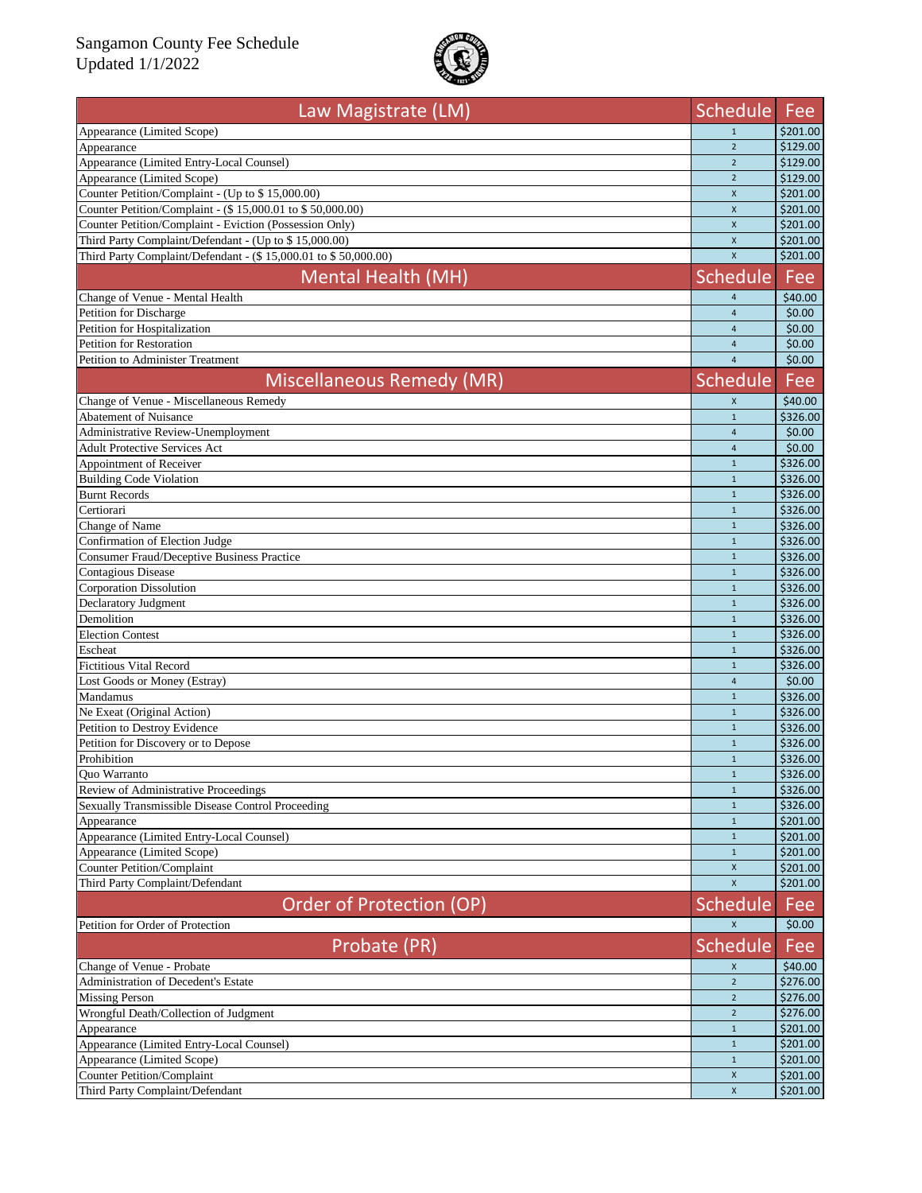Sangamon County Fee Schedule
Updated 1/1/2022

| Law Magistrate (LM) | Schedule | Fee |
|---|---|---|
| Appearance (Limited Scope) | 1 | $201.00 |
| Appearance | 2 | $129.00 |
| Appearance (Limited Entry-Local Counsel) | 2 | $129.00 |
| Appearance (Limited Scope) | 2 | $129.00 |
| Counter Petition/Complaint - (Up to $ 15,000.00) | X | $201.00 |
| Counter Petition/Complaint - ($ 15,000.01 to $ 50,000.00) | X | $201.00 |
| Counter Petition/Complaint - Eviction (Possession Only) | X | $201.00 |
| Third Party Complaint/Defendant - (Up to $ 15,000.00) | X | $201.00 |
| Third Party Complaint/Defendant - ($ 15,000.01 to $ 50,000.00) | X | $201.00 |

| Mental Health (MH) | Schedule | Fee |
|---|---|---|
| Change of Venue - Mental Health | 4 | $40.00 |
| Petition for Discharge | 4 | $0.00 |
| Petition for Hospitalization | 4 | $0.00 |
| Petition for Restoration | 4 | $0.00 |
| Petition to Administer Treatment | 4 | $0.00 |

| Miscellaneous Remedy (MR) | Schedule | Fee |
|---|---|---|
| Change of Venue - Miscellaneous Remedy | X | $40.00 |
| Abatement of Nuisance | 1 | $326.00 |
| Administrative Review-Unemployment | 4 | $0.00 |
| Adult Protective Services Act | 4 | $0.00 |
| Appointment of Receiver | 1 | $326.00 |
| Building Code Violation | 1 | $326.00 |
| Burnt Records | 1 | $326.00 |
| Certiorari | 1 | $326.00 |
| Change of Name | 1 | $326.00 |
| Confirmation of Election Judge | 1 | $326.00 |
| Consumer Fraud/Deceptive Business Practice | 1 | $326.00 |
| Contagious Disease | 1 | $326.00 |
| Corporation Dissolution | 1 | $326.00 |
| Declaratory Judgment | 1 | $326.00 |
| Demolition | 1 | $326.00 |
| Election Contest | 1 | $326.00 |
| Escheat | 1 | $326.00 |
| Fictitious Vital Record | 1 | $326.00 |
| Lost Goods or Money (Estray) | 4 | $0.00 |
| Mandamus | 1 | $326.00 |
| Ne Exeat (Original Action) | 1 | $326.00 |
| Petition to Destroy Evidence | 1 | $326.00 |
| Petition for Discovery or to Depose | 1 | $326.00 |
| Prohibition | 1 | $326.00 |
| Quo Warranto | 1 | $326.00 |
| Review of Administrative Proceedings | 1 | $326.00 |
| Sexually Transmissible Disease Control Proceeding | 1 | $326.00 |
| Appearance | 1 | $201.00 |
| Appearance (Limited Entry-Local Counsel) | 1 | $201.00 |
| Appearance (Limited Scope) | 1 | $201.00 |
| Counter Petition/Complaint | X | $201.00 |
| Third Party Complaint/Defendant | X | $201.00 |

| Order of Protection (OP) | Schedule | Fee |
|---|---|---|
| Petition for Order of Protection | X | $0.00 |

| Probate (PR) | Schedule | Fee |
|---|---|---|
| Change of Venue - Probate | X | $40.00 |
| Administration of Decedent's Estate | 2 | $276.00 |
| Missing Person | 2 | $276.00 |
| Wrongful Death/Collection of Judgment | 2 | $276.00 |
| Appearance | 1 | $201.00 |
| Appearance (Limited Entry-Local Counsel) | 1 | $201.00 |
| Appearance (Limited Scope) | 1 | $201.00 |
| Counter Petition/Complaint | X | $201.00 |
| Third Party Complaint/Defendant | X | $201.00 |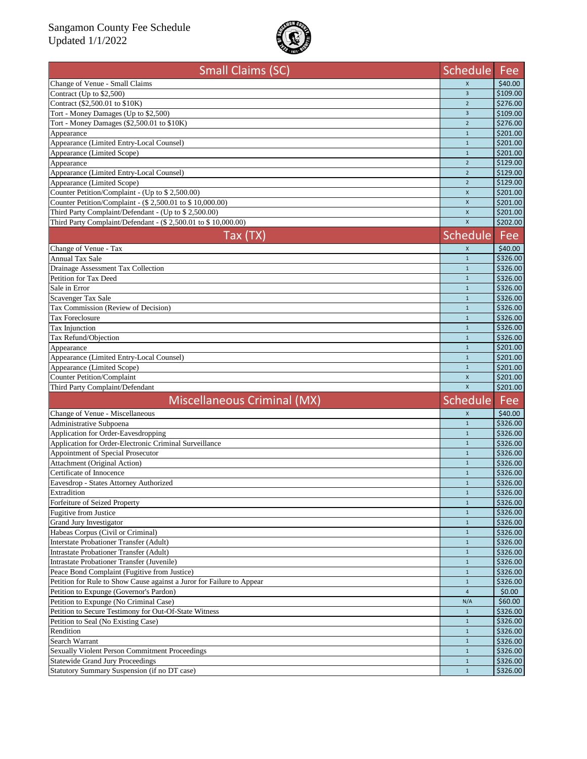Sangamon County Fee Schedule
Updated 1/1/2022

| Small Claims (SC) | Schedule | Fee |
|---|---|---|
| Change of Venue - Small Claims | X | $40.00 |
| Contract (Up to $2,500) | 3 | $109.00 |
| Contract ($2,500.01 to $10K) | 2 | $276.00 |
| Tort - Money Damages (Up to $2,500) | 3 | $109.00 |
| Tort - Money Damages ($2,500.01 to $10K) | 2 | $276.00 |
| Appearance | 1 | $201.00 |
| Appearance (Limited Entry-Local Counsel) | 1 | $201.00 |
| Appearance (Limited Scope) | 1 | $201.00 |
| Appearance | 2 | $129.00 |
| Appearance (Limited Entry-Local Counsel) | 2 | $129.00 |
| Appearance (Limited Scope) | 2 | $129.00 |
| Counter Petition/Complaint - (Up to $ 2,500.00) | X | $201.00 |
| Counter Petition/Complaint - ($ 2,500.01 to $ 10,000.00) | X | $201.00 |
| Third Party Complaint/Defendant - (Up to $ 2,500.00) | X | $201.00 |
| Third Party Complaint/Defendant - ($ 2,500.01 to $ 10,000.00) | X | $202.00 |
| **Tax (TX)** | **Schedule** | **Fee** |
| Change of Venue - Tax | X | $40.00 |
| Annual Tax Sale | 1 | $326.00 |
| Drainage Assessment Tax Collection | 1 | $326.00 |
| Petition for Tax Deed | 1 | $326.00 |
| Sale in Error | 1 | $326.00 |
| Scavenger Tax Sale | 1 | $326.00 |
| Tax Commission (Review of Decision) | 1 | $326.00 |
| Tax Foreclosure | 1 | $326.00 |
| Tax Injunction | 1 | $326.00 |
| Tax Refund/Objection | 1 | $326.00 |
| Appearance | 1 | $201.00 |
| Appearance (Limited Entry-Local Counsel) | 1 | $201.00 |
| Appearance (Limited Scope) | 1 | $201.00 |
| Counter Petition/Complaint | X | $201.00 |
| Third Party Complaint/Defendant | X | $201.00 |
| **Miscellaneous Criminal (MX)** | **Schedule** | **Fee** |
| Change of Venue - Miscellaneous | X | $40.00 |
| Administrative Subpoena | 1 | $326.00 |
| Application for Order-Eavesdropping | 1 | $326.00 |
| Application for Order-Electronic Criminal Surveillance | 1 | $326.00 |
| Appointment of Special Prosecutor | 1 | $326.00 |
| Attachment (Original Action) | 1 | $326.00 |
| Certificate of Innocence | 1 | $326.00 |
| Eavesdrop - States Attorney Authorized | 1 | $326.00 |
| Extradition | 1 | $326.00 |
| Forfeiture of Seized Property | 1 | $326.00 |
| Fugitive from Justice | 1 | $326.00 |
| Grand Jury Investigator | 1 | $326.00 |
| Habeas Corpus (Civil or Criminal) | 1 | $326.00 |
| Interstate Probationer Transfer (Adult) | 1 | $326.00 |
| Intrastate Probationer Transfer (Adult) | 1 | $326.00 |
| Intrastate Probationer Transfer (Juvenile) | 1 | $326.00 |
| Peace Bond Complaint (Fugitive from Justice) | 1 | $326.00 |
| Petition for Rule to Show Cause against a Juror for Failure to Appear | 1 | $326.00 |
| Petition to Expunge (Governor's Pardon) | 4 | $0.00 |
| Petition to Expunge (No Criminal Case) | N/A | $60.00 |
| Petition to Secure Testimony for Out-Of-State Witness | 1 | $326.00 |
| Petition to Seal (No Existing Case) | 1 | $326.00 |
| Rendition | 1 | $326.00 |
| Search Warrant | 1 | $326.00 |
| Sexually Violent Person Commitment Proceedings | 1 | $326.00 |
| Statewide Grand Jury Proceedings | 1 | $326.00 |
| Statutory Summary Suspension (if no DT case) | 1 | $326.00 |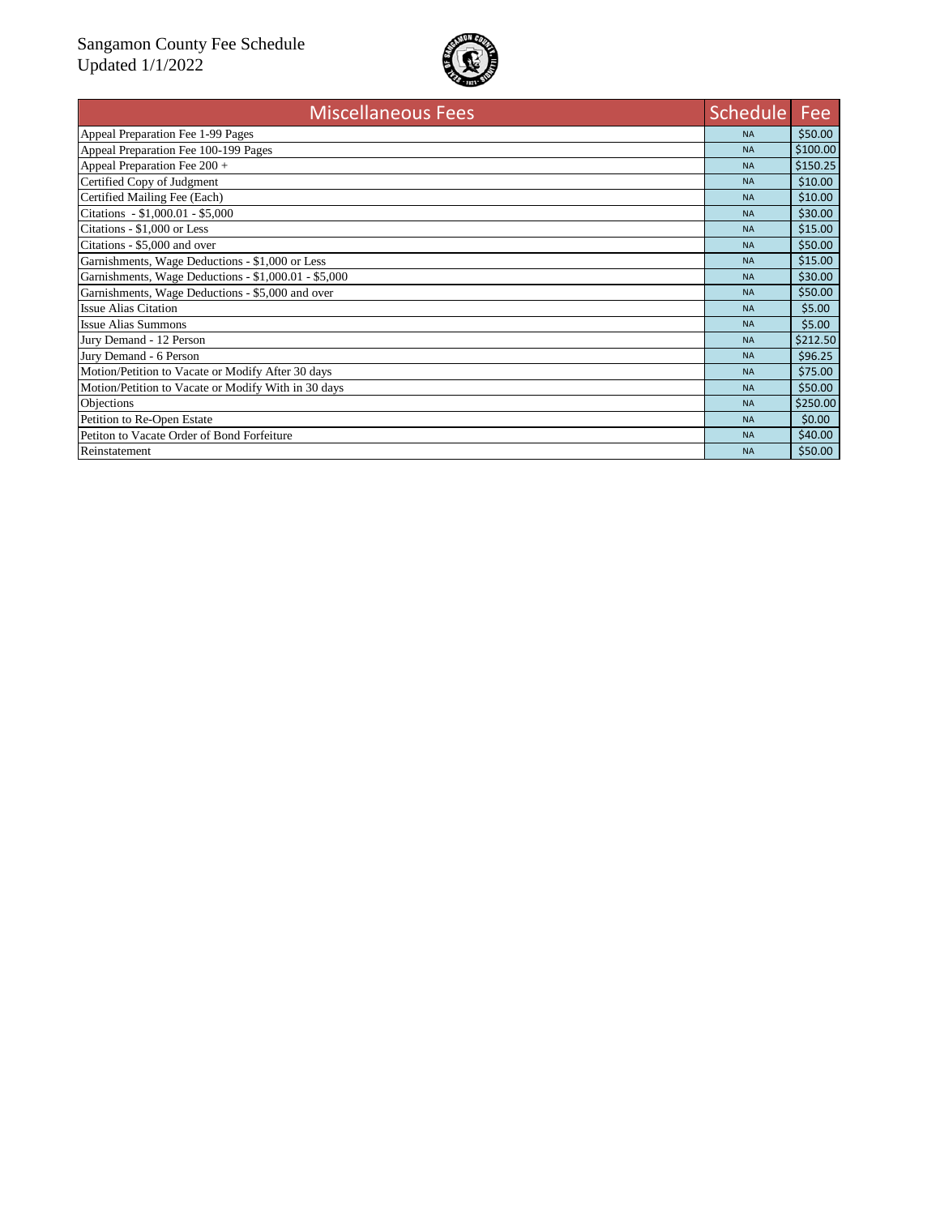Sangamon County Fee Schedule
Updated 1/1/2022

| Miscellaneous Fees | Schedule | Fee |
| --- | --- | --- |
| Appeal Preparation Fee 1-99 Pages | NA | $50.00 |
| Appeal Preparation Fee 100-199 Pages | NA | $100.00 |
| Appeal Preparation Fee 200 + | NA | $150.25 |
| Certified Copy of Judgment | NA | $10.00 |
| Certified Mailing Fee (Each) | NA | $10.00 |
| Citations - $1,000.01 - $5,000 | NA | $30.00 |
| Citations - $1,000 or Less | NA | $15.00 |
| Citations - $5,000 and over | NA | $50.00 |
| Garnishments, Wage Deductions - $1,000 or Less | NA | $15.00 |
| Garnishments, Wage Deductions - $1,000.01 - $5,000 | NA | $30.00 |
| Garnishments, Wage Deductions - $5,000 and over | NA | $50.00 |
| Issue Alias Citation | NA | $5.00 |
| Issue Alias Summons | NA | $5.00 |
| Jury Demand - 12 Person | NA | $212.50 |
| Jury Demand - 6 Person | NA | $96.25 |
| Motion/Petition to Vacate or Modify After 30 days | NA | $75.00 |
| Motion/Petition to Vacate or Modify With in 30 days | NA | $50.00 |
| Objections | NA | $250.00 |
| Petition to Re-Open Estate | NA | $0.00 |
| Petiton to Vacate Order of Bond Forfeiture | NA | $40.00 |
| Reinstatement | NA | $50.00 |